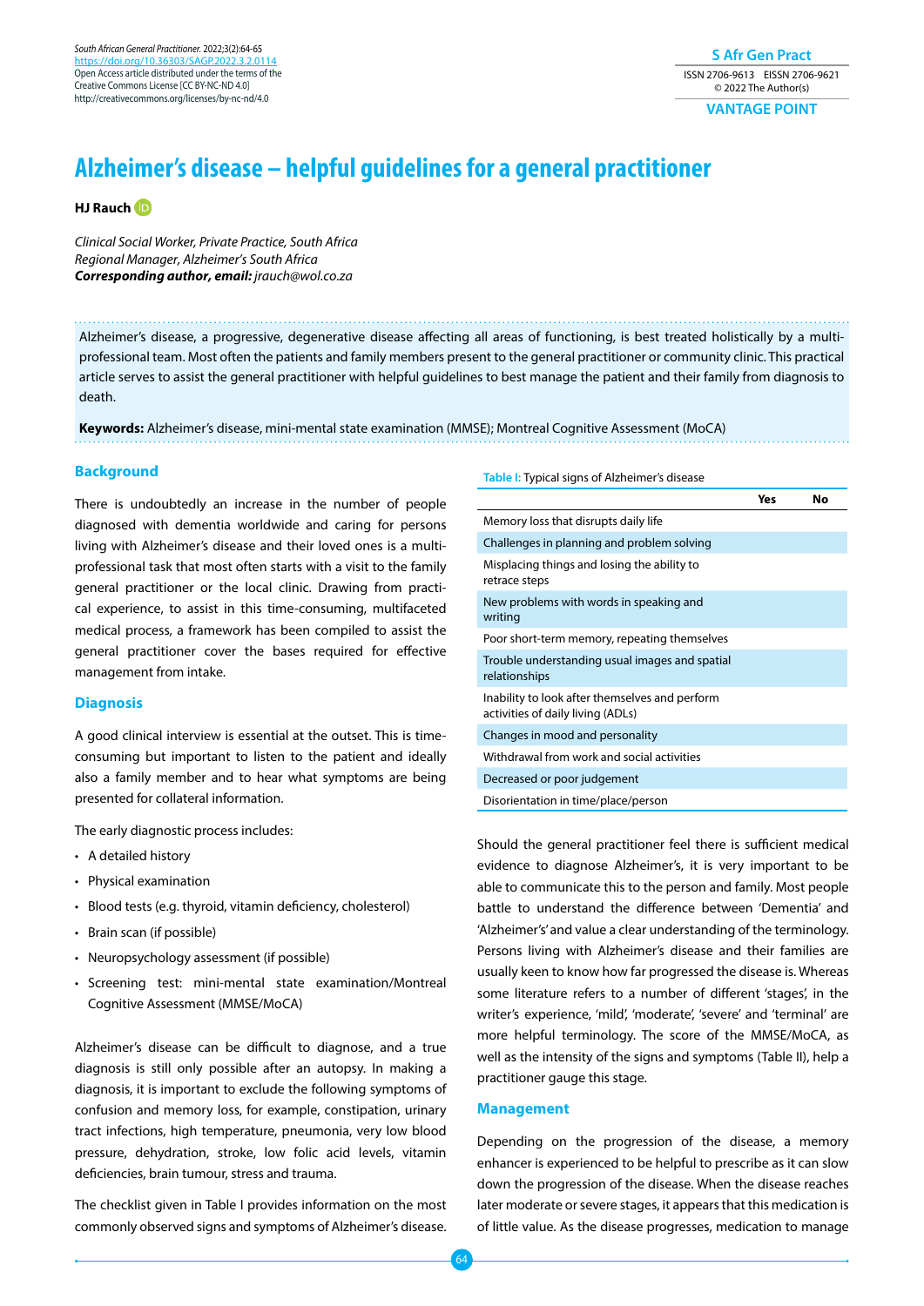# Alzheimer's disease – helpful guidelines for a general practitioner

**HJ Rauch**

*Clinical Social Worker, Private Practice, South Africa*
*Regional Manager, Alzheimer's South Africa*
***Corresponding author, email:** jrauch@wol.co.za*

Alzheimer's disease, a progressive, degenerative disease affecting all areas of functioning, is best treated holistically by a multi-professional team. Most often the patients and family members present to the general practitioner or community clinic. This practical article serves to assist the general practitioner with helpful guidelines to best manage the patient and their family from diagnosis to death.

**Keywords:** Alzheimer's disease, mini-mental state examination (MMSE); Montreal Cognitive Assessment (MoCA)

## Background

There is undoubtedly an increase in the number of people diagnosed with dementia worldwide and caring for persons living with Alzheimer's disease and their loved ones is a multi-professional task that most often starts with a visit to the family general practitioner or the local clinic. Drawing from practical experience, to assist in this time-consuming, multifaceted medical process, a framework has been compiled to assist the general practitioner cover the bases required for effective management from intake.

## Diagnosis

A good clinical interview is essential at the outset. This is time-consuming but important to listen to the patient and ideally also a family member and to hear what symptoms are being presented for collateral information.

The early diagnostic process includes:

- A detailed history
- Physical examination
- Blood tests (e.g. thyroid, vitamin deficiency, cholesterol)
- Brain scan (if possible)
- Neuropsychology assessment (if possible)
- Screening test: mini-mental state examination/Montreal Cognitive Assessment (MMSE/MoCA)

Alzheimer's disease can be difficult to diagnose, and a true diagnosis is still only possible after an autopsy. In making a diagnosis, it is important to exclude the following symptoms of confusion and memory loss, for example, constipation, urinary tract infections, high temperature, pneumonia, very low blood pressure, dehydration, stroke, low folic acid levels, vitamin deficiencies, brain tumour, stress and trauma.

The checklist given in Table I provides information on the most commonly observed signs and symptoms of Alzheimer's disease.

**Table I:** Typical signs of Alzheimer's disease

| | Yes | No |
|---|---|---|
| Memory loss that disrupts daily life | | |
| Challenges in planning and problem solving | | |
| Misplacing things and losing the ability to retrace steps | | |
| New problems with words in speaking and writing | | |
| Poor short-term memory, repeating themselves | | |
| Trouble understanding usual images and spatial relationships | | |
| Inability to look after themselves and perform activities of daily living (ADLs) | | |
| Changes in mood and personality | | |
| Withdrawal from work and social activities | | |
| Decreased or poor judgement | | |
| Disorientation in time/place/person | | |

Should the general practitioner feel there is sufficient medical evidence to diagnose Alzheimer's, it is very important to be able to communicate this to the person and family. Most people battle to understand the difference between 'Dementia' and 'Alzheimer's' and value a clear understanding of the terminology. Persons living with Alzheimer's disease and their families are usually keen to know how far progressed the disease is. Whereas some literature refers to a number of different 'stages', in the writer's experience, 'mild', 'moderate', 'severe' and 'terminal' are more helpful terminology. The score of the MMSE/MoCA, as well as the intensity of the signs and symptoms (Table II), help a practitioner gauge this stage.

## Management

Depending on the progression of the disease, a memory enhancer is experienced to be helpful to prescribe as it can slow down the progression of the disease. When the disease reaches later moderate or severe stages, it appears that this medication is of little value. As the disease progresses, medication to manage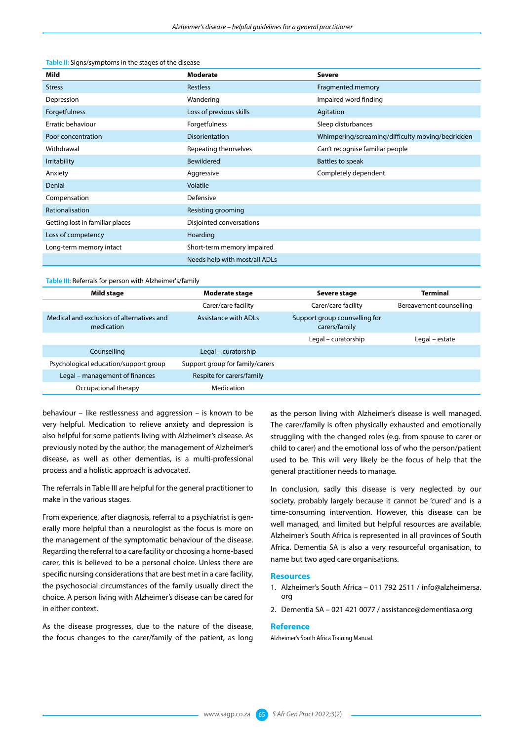Table II: Signs/symptoms in the stages of the disease

| Mild | Moderate | Severe |
|---|---|---|
| Stress | Restless | Fragmented memory |
| Depression | Wandering | Impaired word finding |
| Forgetfulness | Loss of previous skills | Agitation |
| Erratic behaviour | Forgetfulness | Sleep disturbances |
| Poor concentration | Disorientation | Whimpering/screaming/difficulty moving/bedridden |
| Withdrawal | Repeating themselves | Can't recognise familiar people |
| Irritability | Bewildered | Battles to speak |
| Anxiety | Aggressive | Completely dependent |
| Denial | Volatile | |
| Compensation | Defensive | |
| Rationalisation | Resisting grooming | |
| Getting lost in familiar places | Disjointed conversations | |
| Loss of competency | Hoarding | |
| Long-term memory intact | Short-term memory impaired | |
| | Needs help with most/all ADLs | |

Table III: Referrals for person with Alzheimer's/family

| Mild stage | Moderate stage | Severe stage | Terminal |
|---|---|---|---|
| | Carer/care facility | Carer/care facility | Bereavement counselling |
| Medical and exclusion of alternatives and medication | Assistance with ADLs | Support group counselling for carers/family | |
| | | Legal – curatorship | Legal – estate |
| Counselling | Legal – curatorship | | |
| Psychological education/support group | Support group for family/carers | | |
| Legal – management of finances | Respite for carers/family | | |
| Occupational therapy | Medication | | |

behaviour – like restlessness and aggression – is known to be very helpful. Medication to relieve anxiety and depression is also helpful for some patients living with Alzheimer's disease. As previously noted by the author, the management of Alzheimer's disease, as well as other dementias, is a multi-professional process and a holistic approach is advocated.

The referrals in Table III are helpful for the general practitioner to make in the various stages.

From experience, after diagnosis, referral to a psychiatrist is generally more helpful than a neurologist as the focus is more on the management of the symptomatic behaviour of the disease. Regarding the referral to a care facility or choosing a home-based carer, this is believed to be a personal choice. Unless there are specific nursing considerations that are best met in a care facility, the psychosocial circumstances of the family usually direct the choice. A person living with Alzheimer's disease can be cared for in either context.

As the disease progresses, due to the nature of the disease, the focus changes to the carer/family of the patient, as long as the person living with Alzheimer's disease is well managed. The carer/family is often physically exhausted and emotionally struggling with the changed roles (e.g. from spouse to carer or child to carer) and the emotional loss of who the person/patient used to be. This will very likely be the focus of help that the general practitioner needs to manage.

In conclusion, sadly this disease is very neglected by our society, probably largely because it cannot be 'cured' and is a time-consuming intervention. However, this disease can be well managed, and limited but helpful resources are available. Alzheimer's South Africa is represented in all provinces of South Africa. Dementia SA is also a very resourceful organisation, to name but two aged care organisations.

## Resources

1. Alzheimer's South Africa – 011 792 2511 / info@alzheimersa.org
2. Dementia SA – 021 421 0077 / assistance@dementiasa.org

## Reference

Alzheimer's South Africa Training Manual.